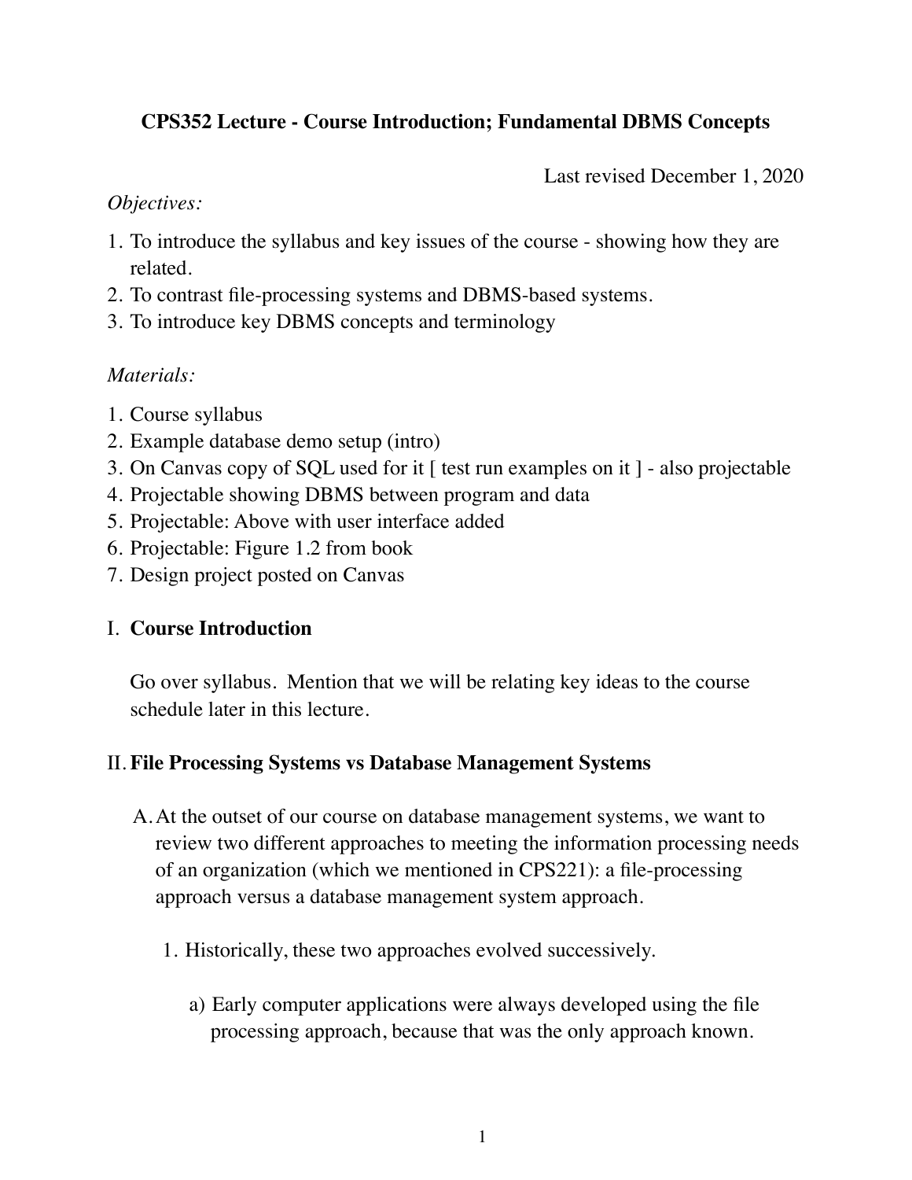# CPS352 Lecture - Course Introduction; Fundamental DBMS Concepts

Last revised December 1, 2020

*Objectives:*

1. To introduce the syllabus and key issues of the course - showing how they are related.
2. To contrast file-processing systems and DBMS-based systems.
3. To introduce key DBMS concepts and terminology

*Materials:*

1. Course syllabus
2. Example database demo setup (intro)
3. On Canvas copy of SQL used for it [ test run examples on it ] - also projectable
4. Projectable showing DBMS between program and data
5. Projectable: Above with user interface added
6. Projectable: Figure 1.2 from book
7. Design project posted on Canvas

## I. Course Introduction

Go over syllabus. Mention that we will be relating key ideas to the course schedule later in this lecture.

## II. File Processing Systems vs Database Management Systems

A. At the outset of our course on database management systems, we want to review two different approaches to meeting the information processing needs of an organization (which we mentioned in CPS221): a file-processing approach versus a database management system approach.

1. Historically, these two approaches evolved successively.

    a) Early computer applications were always developed using the file processing approach, because that was the only approach known.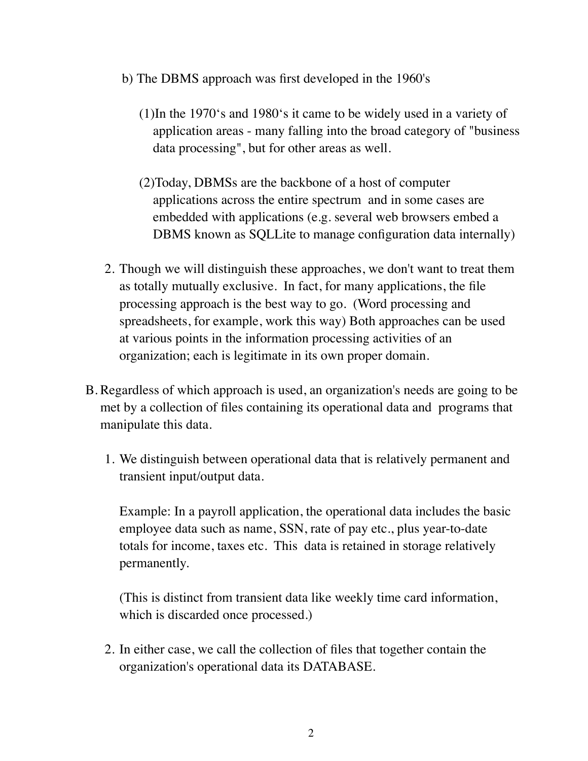b) The DBMS approach was first developed in the 1960's

(1)In the 1970's and 1980's it came to be widely used in a variety of application areas - many falling into the broad category of "business data processing", but for other areas as well.

(2)Today, DBMSs are the backbone of a host of computer applications across the entire spectrum and in some cases are embedded with applications (e.g. several web browsers embed a DBMS known as SQLLite to manage configuration data internally)

2. Though we will distinguish these approaches, we don't want to treat them as totally mutually exclusive. In fact, for many applications, the file processing approach is the best way to go. (Word processing and spreadsheets, for example, work this way) Both approaches can be used at various points in the information processing activities of an organization; each is legitimate in its own proper domain.

B. Regardless of which approach is used, an organization's needs are going to be met by a collection of files containing its operational data and programs that manipulate this data.

1. We distinguish between operational data that is relatively permanent and transient input/output data.

   Example: In a payroll application, the operational data includes the basic employee data such as name, SSN, rate of pay etc., plus year-to-date totals for income, taxes etc. This data is retained in storage relatively permanently.

   (This is distinct from transient data like weekly time card information, which is discarded once processed.)

2. In either case, we call the collection of files that together contain the organization's operational data its DATABASE.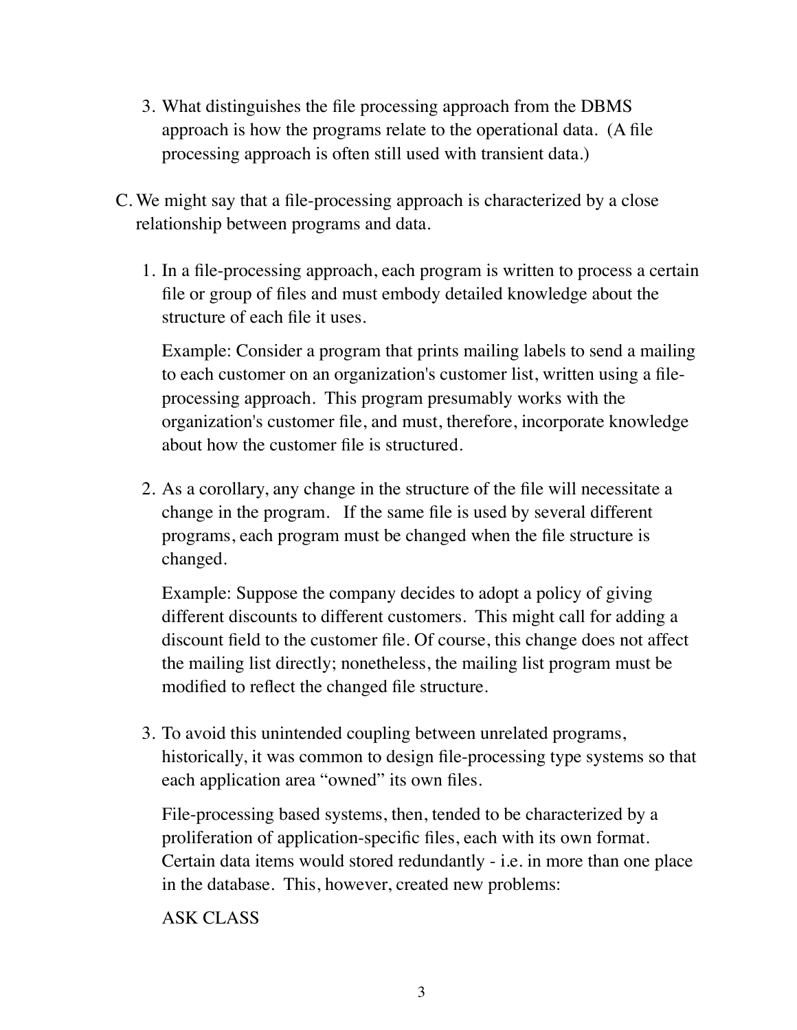3. What distinguishes the file processing approach from the DBMS approach is how the programs relate to the operational data. (A file processing approach is often still used with transient data.)

C. We might say that a file-processing approach is characterized by a close relationship between programs and data.

   1. In a file-processing approach, each program is written to process a certain file or group of files and must embody detailed knowledge about the structure of each file it uses.

      Example: Consider a program that prints mailing labels to send a mailing to each customer on an organization's customer list, written using a file-processing approach. This program presumably works with the organization's customer file, and must, therefore, incorporate knowledge about how the customer file is structured.

   2. As a corollary, any change in the structure of the file will necessitate a change in the program. If the same file is used by several different programs, each program must be changed when the file structure is changed.

      Example: Suppose the company decides to adopt a policy of giving different discounts to different customers. This might call for adding a discount field to the customer file. Of course, this change does not affect the mailing list directly; nonetheless, the mailing list program must be modified to reflect the changed file structure.

   3. To avoid this unintended coupling between unrelated programs, historically, it was common to design file-processing type systems so that each application area "owned" its own files.

      File-processing based systems, then, tended to be characterized by a proliferation of application-specific files, each with its own format. Certain data items would stored redundantly - i.e. in more than one place in the database. This, however, created new problems:

      ASK CLASS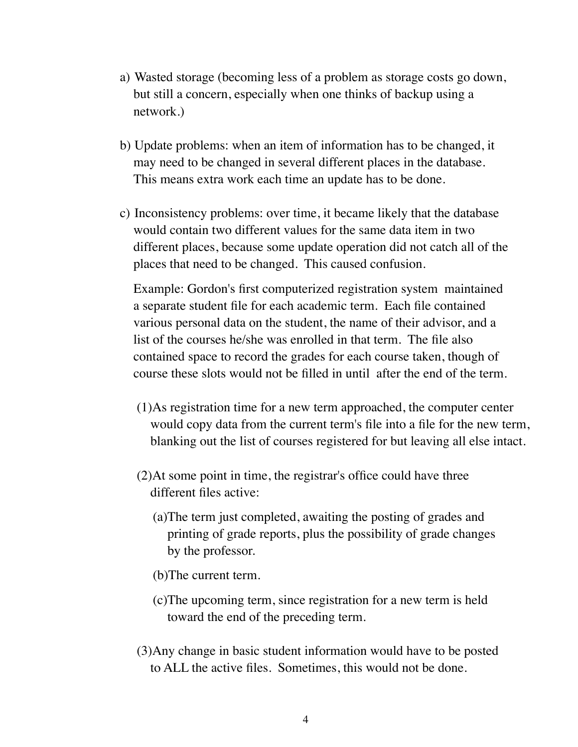a) Wasted storage (becoming less of a problem as storage costs go down, but still a concern, especially when one thinks of backup using a network.)

b) Update problems: when an item of information has to be changed, it may need to be changed in several different places in the database. This means extra work each time an update has to be done.

c) Inconsistency problems: over time, it became likely that the database would contain two different values for the same data item in two different places, because some update operation did not catch all of the places that need to be changed. This caused confusion.

   Example: Gordon's first computerized registration system maintained a separate student file for each academic term. Each file contained various personal data on the student, the name of their advisor, and a list of the courses he/she was enrolled in that term. The file also contained space to record the grades for each course taken, though of course these slots would not be filled in until after the end of the term.

   (1) As registration time for a new term approached, the computer center would copy data from the current term's file into a file for the new term, blanking out the list of courses registered for but leaving all else intact.

   (2) At some point in time, the registrar's office could have three different files active:

      (a) The term just completed, awaiting the posting of grades and printing of grade reports, plus the possibility of grade changes by the professor.

      (b) The current term.

      (c) The upcoming term, since registration for a new term is held toward the end of the preceding term.

   (3) Any change in basic student information would have to be posted to ALL the active files. Sometimes, this would not be done.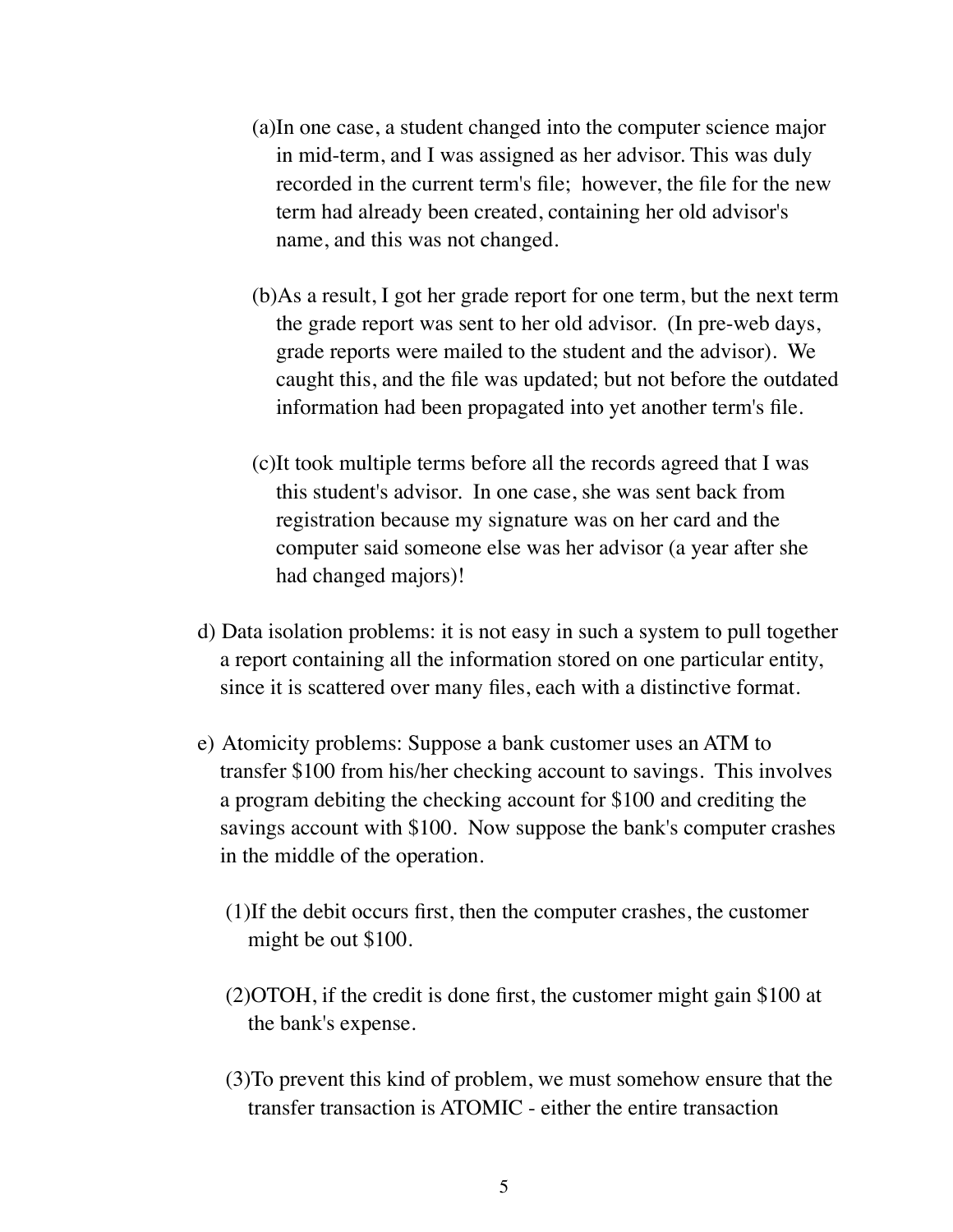- (a) In one case, a student changed into the computer science major in mid-term, and I was assigned as her advisor. This was duly recorded in the current term's file; however, the file for the new term had already been created, containing her old advisor's name, and this was not changed.

  - (b) As a result, I got her grade report for one term, but the next term the grade report was sent to her old advisor. (In pre-web days, grade reports were mailed to the student and the advisor). We caught this, and the file was updated; but not before the outdated information had been propagated into yet another term's file.

  - (c) It took multiple terms before all the records agreed that I was this student's advisor. In one case, she was sent back from registration because my signature was on her card and the computer said someone else was her advisor (a year after she had changed majors)!

- d) Data isolation problems: it is not easy in such a system to pull together a report containing all the information stored on one particular entity, since it is scattered over many files, each with a distinctive format.

- e) Atomicity problems: Suppose a bank customer uses an ATM to transfer $100 from his/her checking account to savings. This involves a program debiting the checking account for $100 and crediting the savings account with $100. Now suppose the bank's computer crashes in the middle of the operation.

  - (1) If the debit occurs first, then the computer crashes, the customer might be out $100.

  - (2) OTOH, if the credit is done first, the customer might gain $100 at the bank's expense.

  - (3) To prevent this kind of problem, we must somehow ensure that the transfer transaction is ATOMIC - either the entire transaction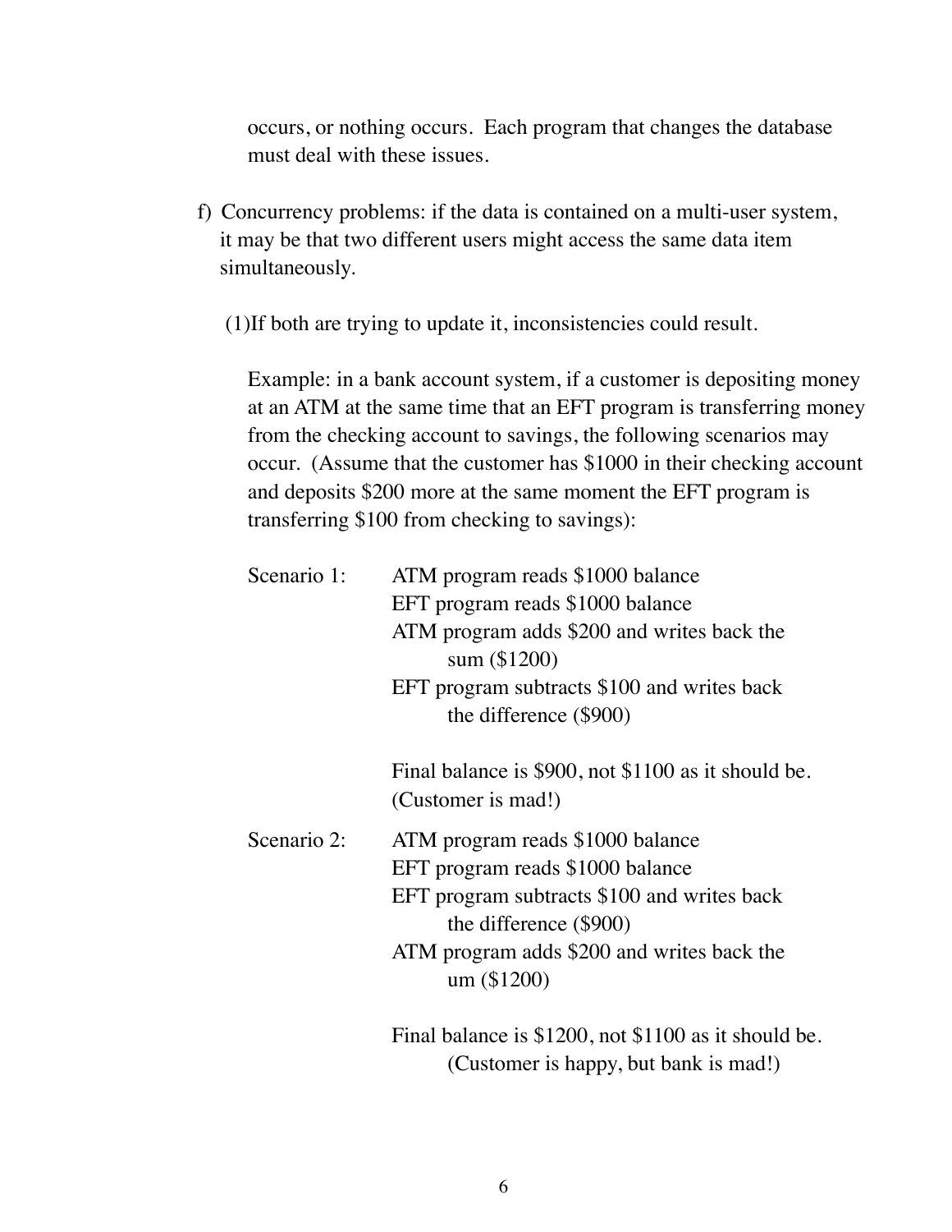occurs, or nothing occurs. Each program that changes the database must deal with these issues.

f) Concurrency problems: if the data is contained on a multi-user system, it may be that two different users might access the same data item simultaneously.

(1)If both are trying to update it, inconsistencies could result.

Example: in a bank account system, if a customer is depositing money at an ATM at the same time that an EFT program is transferring money from the checking account to savings, the following scenarios may occur. (Assume that the customer has $1000 in their checking account and deposits $200 more at the same moment the EFT program is transferring $100 from checking to savings):

Scenario 1:

- ATM program reads $1000 balance
- EFT program reads $1000 balance
- ATM program adds $200 and writes back the sum ($1200)
- EFT program subtracts $100 and writes back the difference ($900)

Final balance is $900, not $1100 as it should be. (Customer is mad!)

Scenario 2:

- ATM program reads $1000 balance
- EFT program reads $1000 balance
- EFT program subtracts $100 and writes back the difference ($900)
- ATM program adds $200 and writes back the um ($1200)

Final balance is $1200, not $1100 as it should be. (Customer is happy, but bank is mad!)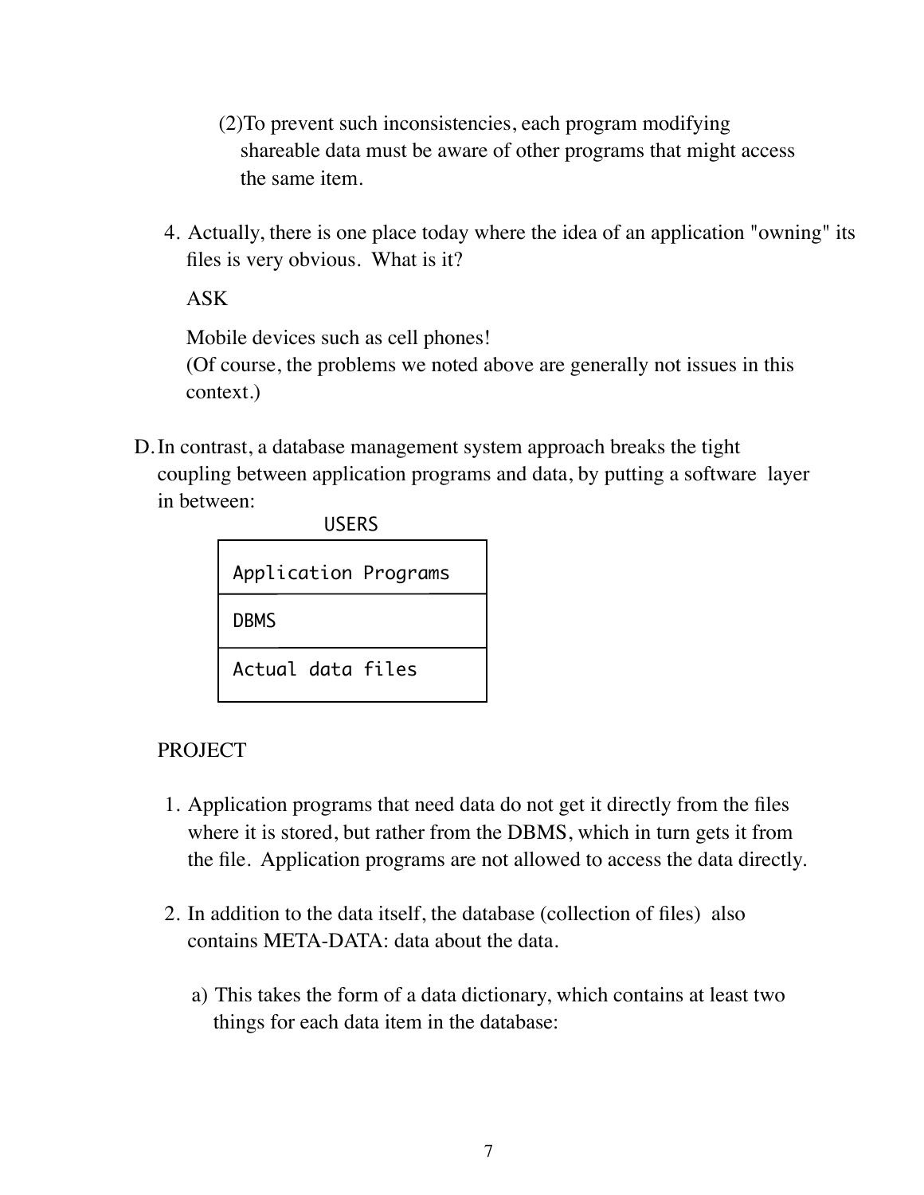(2) To prevent such inconsistencies, each program modifying shareable data must be aware of other programs that might access the same item.

4. Actually, there is one place today where the idea of an application "owning" its files is very obvious. What is it?

   ASK

   Mobile devices such as cell phones!
   (Of course, the problems we noted above are generally not issues in this context.)

D. In contrast, a database management system approach breaks the tight coupling between application programs and data, by putting a software layer in between:

```
            USERS
 ┌──────────────────────────┐
 │ Application Programs     │
 ├──────────────────────────┤
 │ DBMS                     │
 ├──────────────────────────┤
 │ Actual data files        │
 └──────────────────────────┘
```

PROJECT

1. Application programs that need data do not get it directly from the files where it is stored, but rather from the DBMS, which in turn gets it from the file. Application programs are not allowed to access the data directly.

2. In addition to the data itself, the database (collection of files) also contains META-DATA: data about the data.

   a) This takes the form of a data dictionary, which contains at least two things for each data item in the database: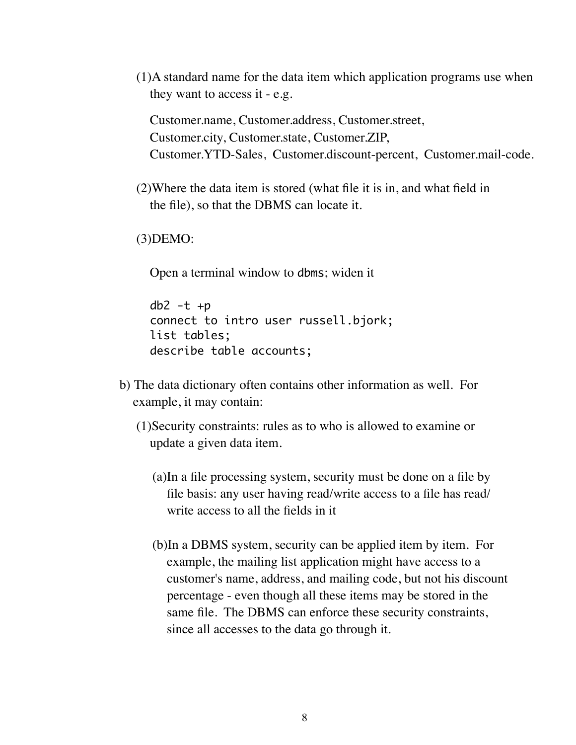(1) A standard name for the data item which application programs use when they want to access it - e.g.

Customer.name, Customer.address, Customer.street, Customer.city, Customer.state, Customer.ZIP, Customer.YTD-Sales, Customer.discount-percent, Customer.mail-code.

(2) Where the data item is stored (what file it is in, and what field in the file), so that the DBMS can locate it.

(3) DEMO:

Open a terminal window to `dbms`; widen it

```
db2 -t +p
connect to intro user russell.bjork;
list tables;
describe table accounts;
```

b) The data dictionary often contains other information as well. For example, it may contain:

(1) Security constraints: rules as to who is allowed to examine or update a given data item.

(a) In a file processing system, security must be done on a file by file basis: any user having read/write access to a file has read/write access to all the fields in it

(b) In a DBMS system, security can be applied item by item. For example, the mailing list application might have access to a customer's name, address, and mailing code, but not his discount percentage - even though all these items may be stored in the same file. The DBMS can enforce these security constraints, since all accesses to the data go through it.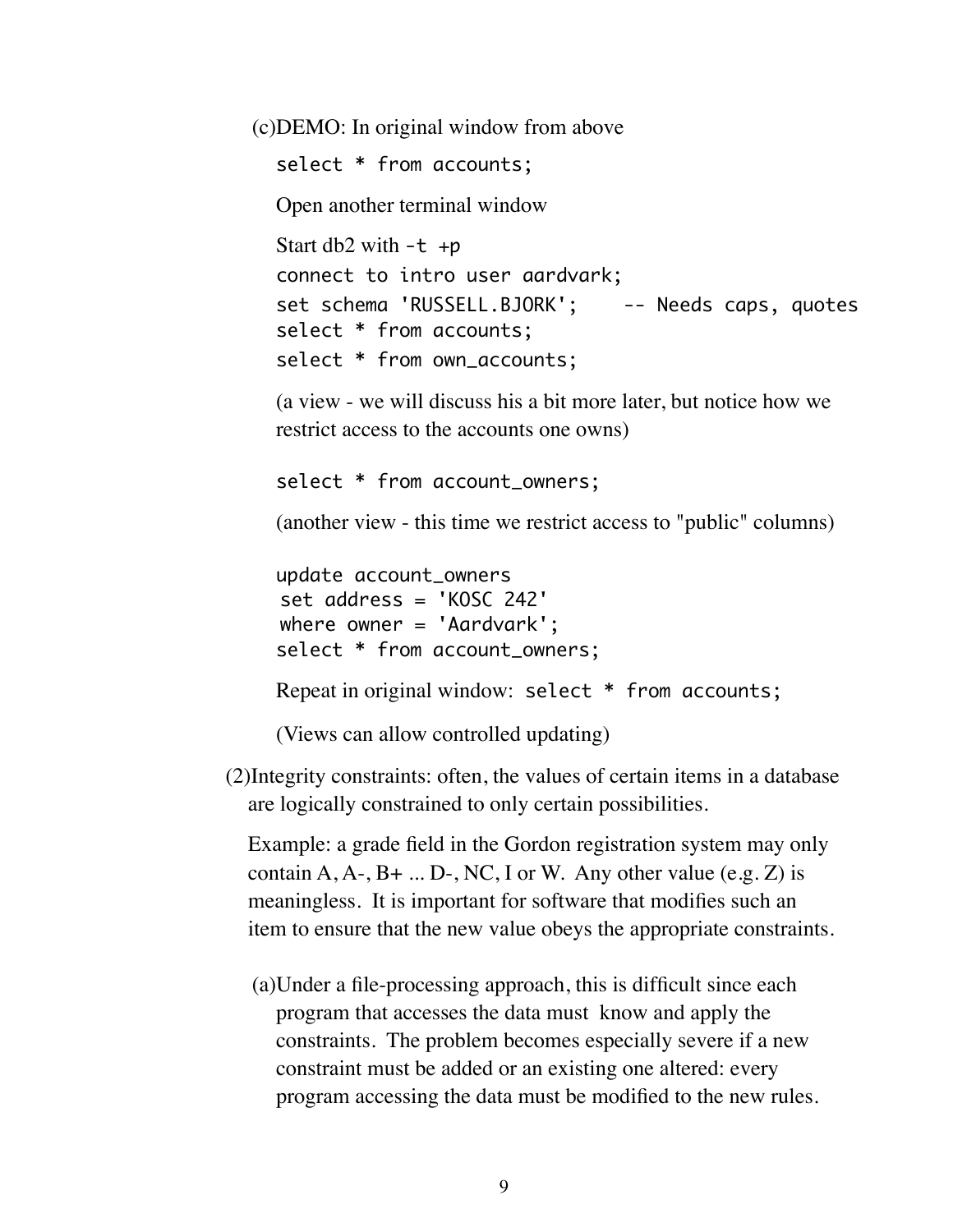(c) DEMO: In original window from above

```
select * from accounts;
```

Open another terminal window

Start db2 with `-t +p`

```
connect to intro user aardvark;
set schema 'RUSSELL.BJORK';    -- Needs caps, quotes
select * from accounts;
select * from own_accounts;
```

(a view - we will discuss his a bit more later, but notice how we restrict access to the accounts one owns)

```
select * from account_owners;
```

(another view - this time we restrict access to "public" columns)

```
update account_owners
 set address = 'KOSC 242'
 where owner = 'Aardvark';
select * from account_owners;
```

Repeat in original window: `select * from accounts;`

(Views can allow controlled updating)

(2) Integrity constraints: often, the values of certain items in a database are logically constrained to only certain possibilities.

Example: a grade field in the Gordon registration system may only contain A, A-, B+ ... D-, NC, I or W. Any other value (e.g. Z) is meaningless. It is important for software that modifies such an item to ensure that the new value obeys the appropriate constraints.

(a) Under a file-processing approach, this is difficult since each program that accesses the data must know and apply the constraints. The problem becomes especially severe if a new constraint must be added or an existing one altered: every program accessing the data must be modified to the new rules.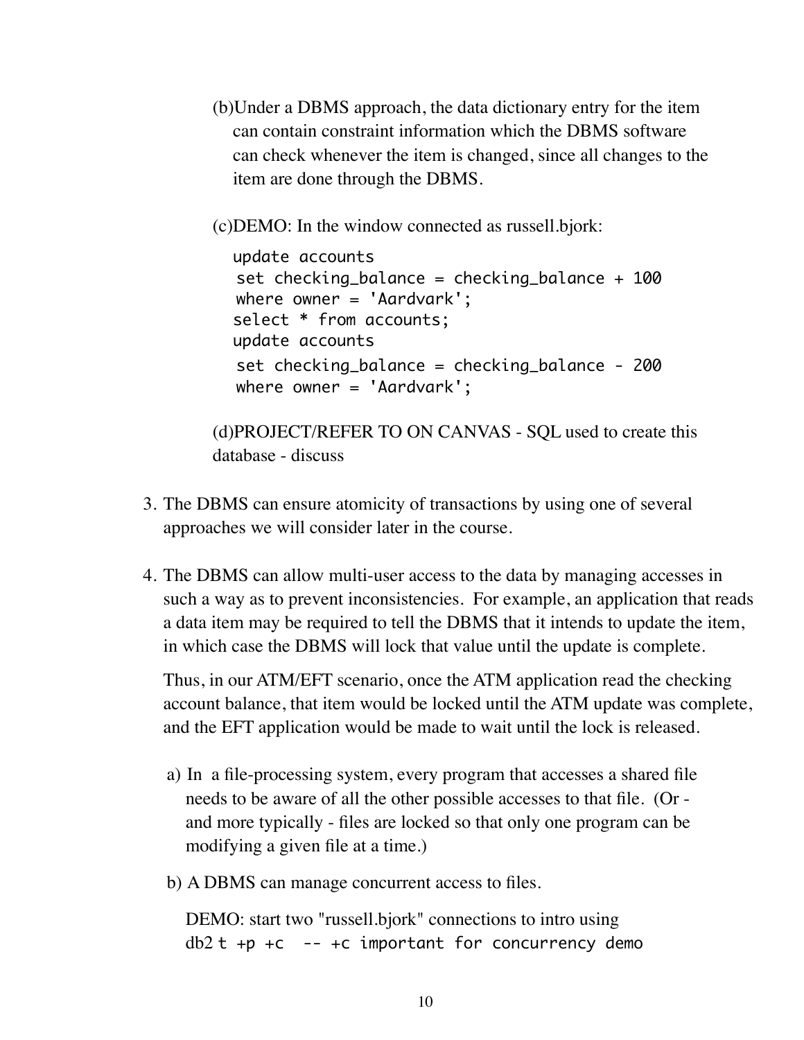(b)Under a DBMS approach, the data dictionary entry for the item can contain constraint information which the DBMS software can check whenever the item is changed, since all changes to the item are done through the DBMS.

(c)DEMO: In the window connected as russell.bjork:

```
update accounts
 set checking_balance = checking_balance + 100
 where owner = 'Aardvark';
select * from accounts;
update accounts
 set checking_balance = checking_balance - 200
 where owner = 'Aardvark';
```

(d)PROJECT/REFER TO ON CANVAS - SQL used to create this database - discuss

3. The DBMS can ensure atomicity of transactions by using one of several approaches we will consider later in the course.

4. The DBMS can allow multi-user access to the data by managing accesses in such a way as to prevent inconsistencies. For example, an application that reads a data item may be required to tell the DBMS that it intends to update the item, in which case the DBMS will lock that value until the update is complete.

   Thus, in our ATM/EFT scenario, once the ATM application read the checking account balance, that item would be locked until the ATM update was complete, and the EFT application would be made to wait until the lock is released.

   a) In a file-processing system, every program that accesses a shared file needs to be aware of all the other possible accesses to that file. (Or - and more typically - files are locked so that only one program can be modifying a given file at a time.)

   b) A DBMS can manage concurrent access to files.

      DEMO: start two "russell.bjork" connections to intro using
      `db2 t +p +c  -- +c important for concurrency demo`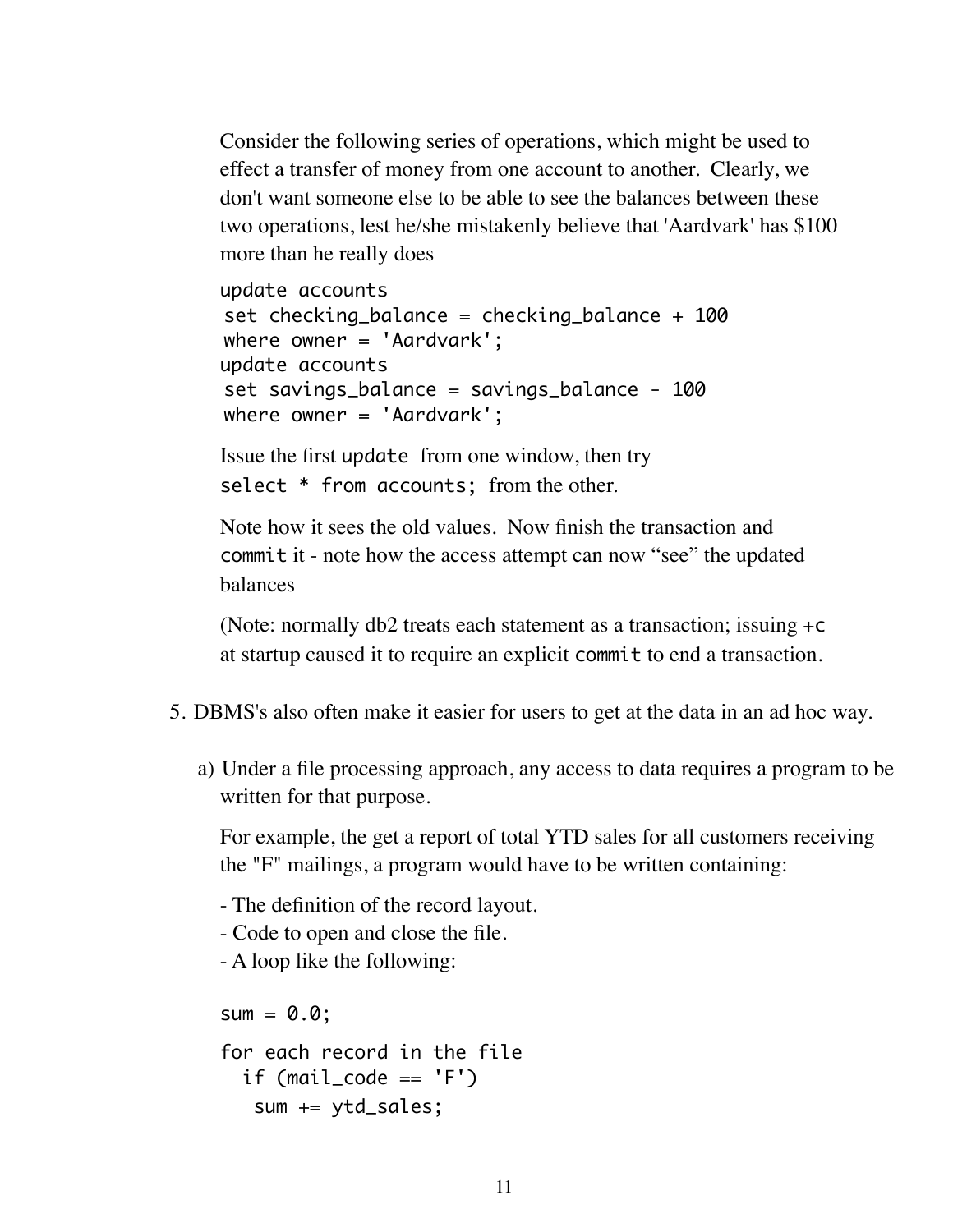Consider the following series of operations, which might be used to effect a transfer of money from one account to another. Clearly, we don't want someone else to be able to see the balances between these two operations, lest he/she mistakenly believe that 'Aardvark' has $100 more than he really does

```
update accounts
 set checking_balance = checking_balance + 100
 where owner = 'Aardvark';
update accounts
 set savings_balance = savings_balance - 100
 where owner = 'Aardvark';
```

Issue the first `update` from one window, then try `select * from accounts;` from the other.

Note how it sees the old values. Now finish the transaction and `commit` it - note how the access attempt can now "see" the updated balances

(Note: normally db2 treats each statement as a transaction; issuing `+c` at startup caused it to require an explicit `commit` to end a transaction.

5. DBMS's also often make it easier for users to get at the data in an ad hoc way.

   a) Under a file processing approach, any access to data requires a program to be written for that purpose.

      For example, the get a report of total YTD sales for all customers receiving the "F" mailings, a program would have to be written containing:

      - The definition of the record layout.
      - Code to open and close the file.
      - A loop like the following:

```
sum = 0.0;

for each record in the file
  if (mail_code == 'F')
   sum += ytd_sales;
```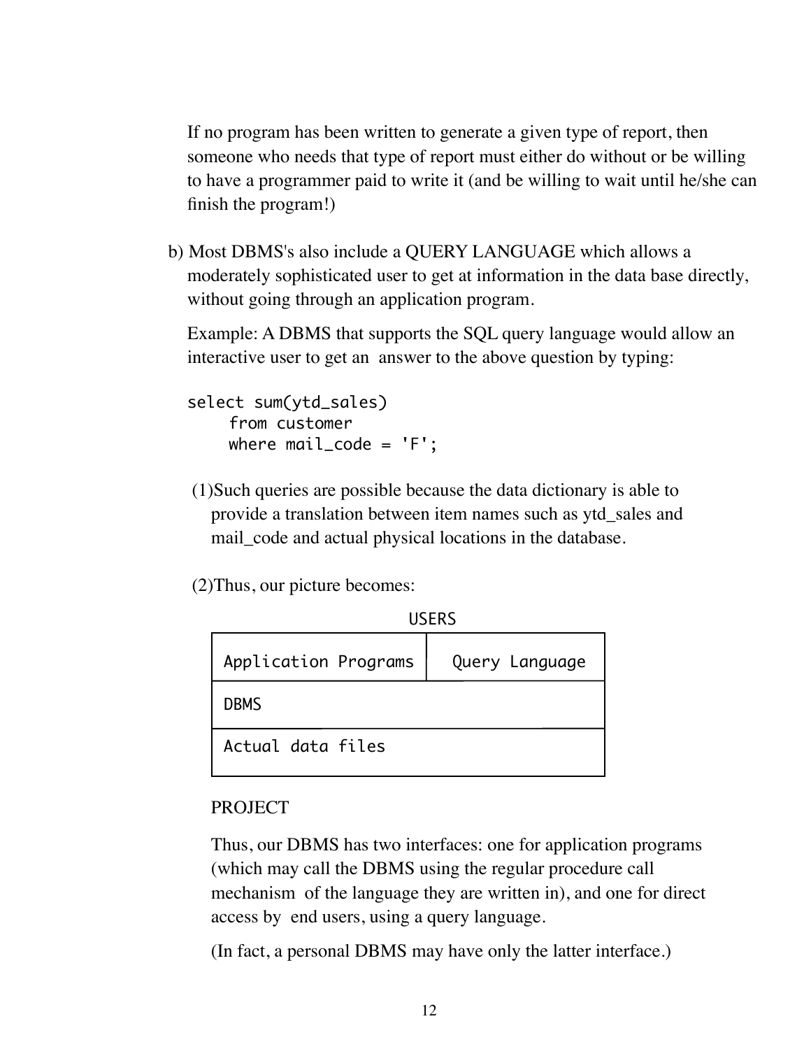If no program has been written to generate a given type of report, then someone who needs that type of report must either do without or be willing to have a programmer paid to write it (and be willing to wait until he/she can finish the program!)

b) Most DBMS's also include a QUERY LANGUAGE which allows a moderately sophisticated user to get at information in the data base directly, without going through an application program.

   Example: A DBMS that supports the SQL query language would allow an interactive user to get an answer to the above question by typing:

```
select sum(ytd_sales)
     from customer
     where mail_code = 'F';
```

   (1) Such queries are possible because the data dictionary is able to provide a translation between item names such as ytd_sales and mail_code and actual physical locations in the database.

   (2) Thus, our picture becomes:

```
                         USERS
+-------------------------+--------------------+
| Application Programs    |   Query Language   |
+-------------------------+--------------------+
| DBMS                                         |
+----------------------------------------------+
| Actual data files                            |
+----------------------------------------------+
```

   PROJECT

   Thus, our DBMS has two interfaces: one for application programs (which may call the DBMS using the regular procedure call mechanism of the language they are written in), and one for direct access by end users, using a query language.

   (In fact, a personal DBMS may have only the latter interface.)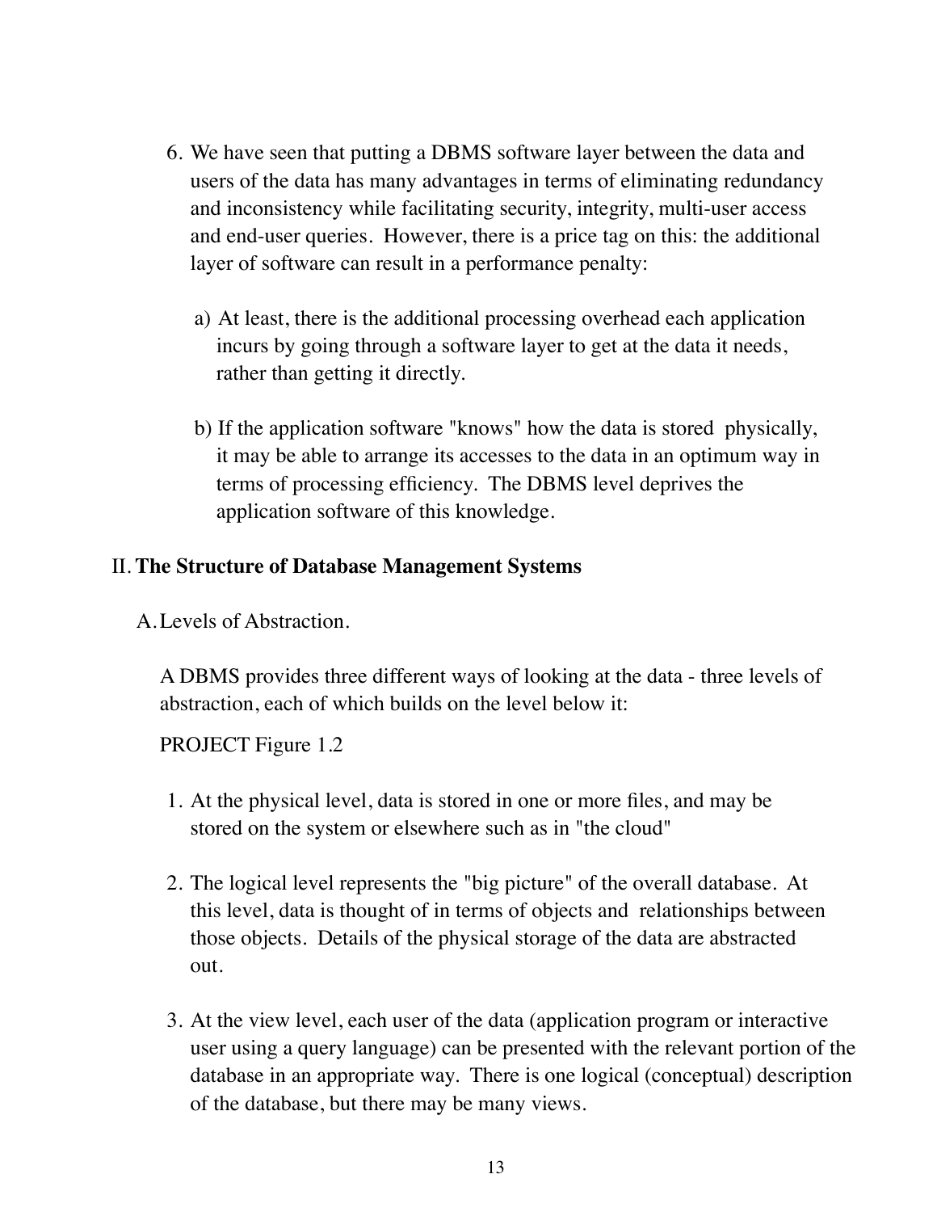6. We have seen that putting a DBMS software layer between the data and users of the data has many advantages in terms of eliminating redundancy and inconsistency while facilitating security, integrity, multi-user access and end-user queries. However, there is a price tag on this: the additional layer of software can result in a performance penalty:

   a) At least, there is the additional processing overhead each application incurs by going through a software layer to get at the data it needs, rather than getting it directly.

   b) If the application software "knows" how the data is stored physically, it may be able to arrange its accesses to the data in an optimum way in terms of processing efficiency. The DBMS level deprives the application software of this knowledge.

## II. The Structure of Database Management Systems

### A. Levels of Abstraction.

A DBMS provides three different ways of looking at the data - three levels of abstraction, each of which builds on the level below it:

PROJECT Figure 1.2

1. At the physical level, data is stored in one or more files, and may be stored on the system or elsewhere such as in "the cloud"

2. The logical level represents the "big picture" of the overall database. At this level, data is thought of in terms of objects and relationships between those objects. Details of the physical storage of the data are abstracted out.

3. At the view level, each user of the data (application program or interactive user using a query language) can be presented with the relevant portion of the database in an appropriate way. There is one logical (conceptual) description of the database, but there may be many views.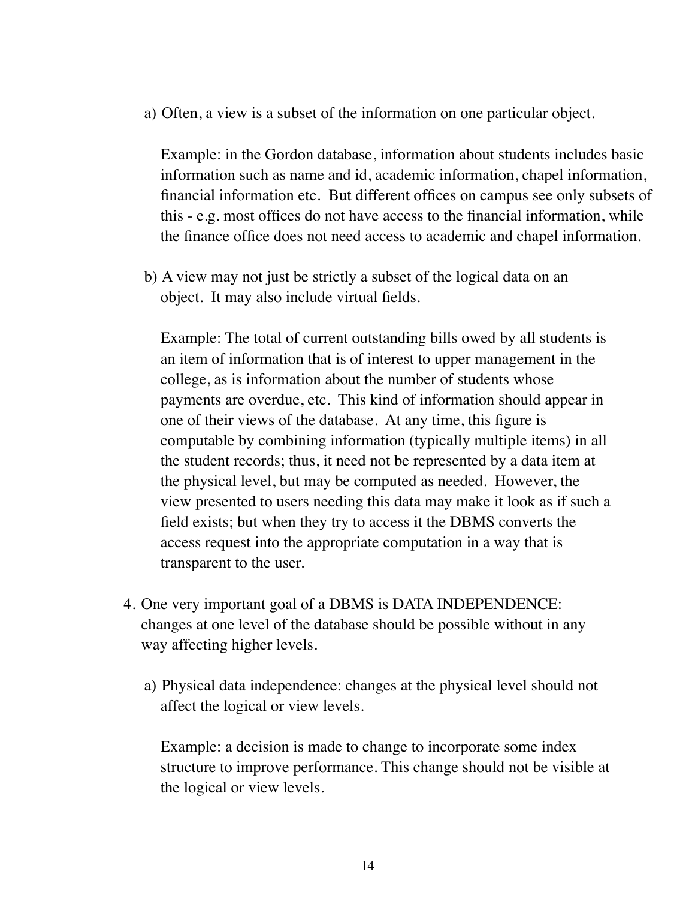a) Often, a view is a subset of the information on one particular object.

   Example: in the Gordon database, information about students includes basic information such as name and id, academic information, chapel information, financial information etc. But different offices on campus see only subsets of this - e.g. most offices do not have access to the financial information, while the finance office does not need access to academic and chapel information.

b) A view may not just be strictly a subset of the logical data on an object. It may also include virtual fields.

   Example: The total of current outstanding bills owed by all students is an item of information that is of interest to upper management in the college, as is information about the number of students whose payments are overdue, etc. This kind of information should appear in one of their views of the database. At any time, this figure is computable by combining information (typically multiple items) in all the student records; thus, it need not be represented by a data item at the physical level, but may be computed as needed. However, the view presented to users needing this data may make it look as if such a field exists; but when they try to access it the DBMS converts the access request into the appropriate computation in a way that is transparent to the user.

4. One very important goal of a DBMS is DATA INDEPENDENCE: changes at one level of the database should be possible without in any way affecting higher levels.

   a) Physical data independence: changes at the physical level should not affect the logical or view levels.

      Example: a decision is made to change to incorporate some index structure to improve performance. This change should not be visible at the logical or view levels.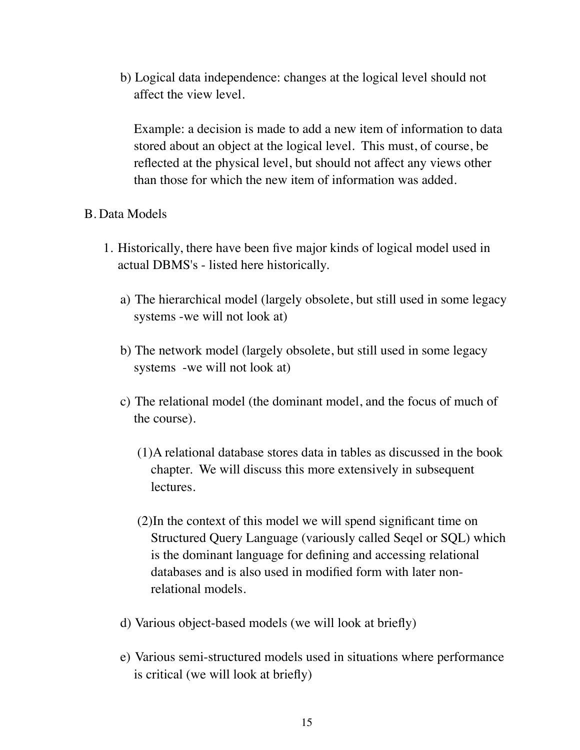b) Logical data independence: changes at the logical level should not affect the view level.

   Example: a decision is made to add a new item of information to data stored about an object at the logical level. This must, of course, be reflected at the physical level, but should not affect any views other than those for which the new item of information was added.

B. Data Models

1. Historically, there have been five major kinds of logical model used in actual DBMS's - listed here historically.

   a) The hierarchical model (largely obsolete, but still used in some legacy systems -we will not look at)

   b) The network model (largely obsolete, but still used in some legacy systems -we will not look at)

   c) The relational model (the dominant model, and the focus of much of the course).

      (1) A relational database stores data in tables as discussed in the book chapter. We will discuss this more extensively in subsequent lectures.

      (2) In the context of this model we will spend significant time on Structured Query Language (variously called Seqel or SQL) which is the dominant language for defining and accessing relational databases and is also used in modified form with later non-relational models.

   d) Various object-based models (we will look at briefly)

   e) Various semi-structured models used in situations where performance is critical (we will look at briefly)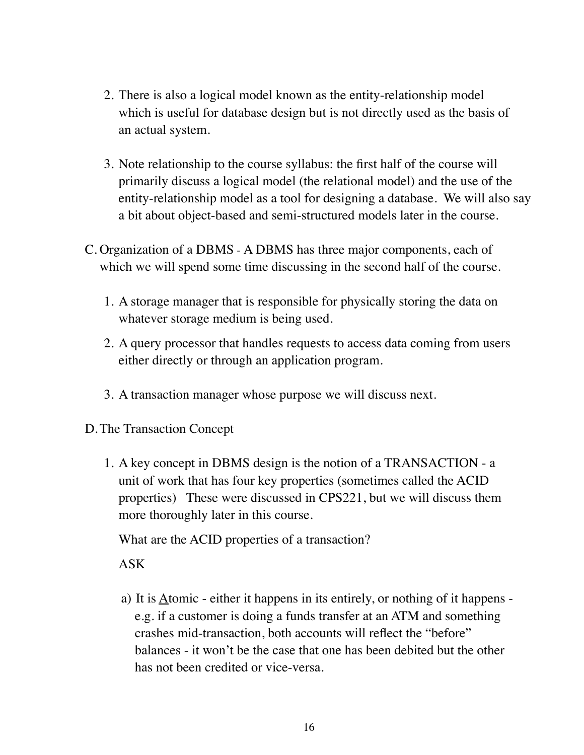2. There is also a logical model known as the entity-relationship model which is useful for database design but is not directly used as the basis of an actual system.

3. Note relationship to the course syllabus: the first half of the course will primarily discuss a logical model (the relational model) and the use of the entity-relationship model as a tool for designing a database. We will also say a bit about object-based and semi-structured models later in the course.

C. Organization of a DBMS - A DBMS has three major components, each of which we will spend some time discussing in the second half of the course.

1. A storage manager that is responsible for physically storing the data on whatever storage medium is being used.
2. A query processor that handles requests to access data coming from users either directly or through an application program.
3. A transaction manager whose purpose we will discuss next.

D. The Transaction Concept

1. A key concept in DBMS design is the notion of a TRANSACTION - a unit of work that has four key properties (sometimes called the ACID properties) These were discussed in CPS221, but we will discuss them more thoroughly later in this course.

   What are the ACID properties of a transaction?

   ASK

   a) It is <u>A</u>tomic - either it happens in its entirely, or nothing of it happens - e.g. if a customer is doing a funds transfer at an ATM and something crashes mid-transaction, both accounts will reflect the "before" balances - it won't be the case that one has been debited but the other has not been credited or vice-versa.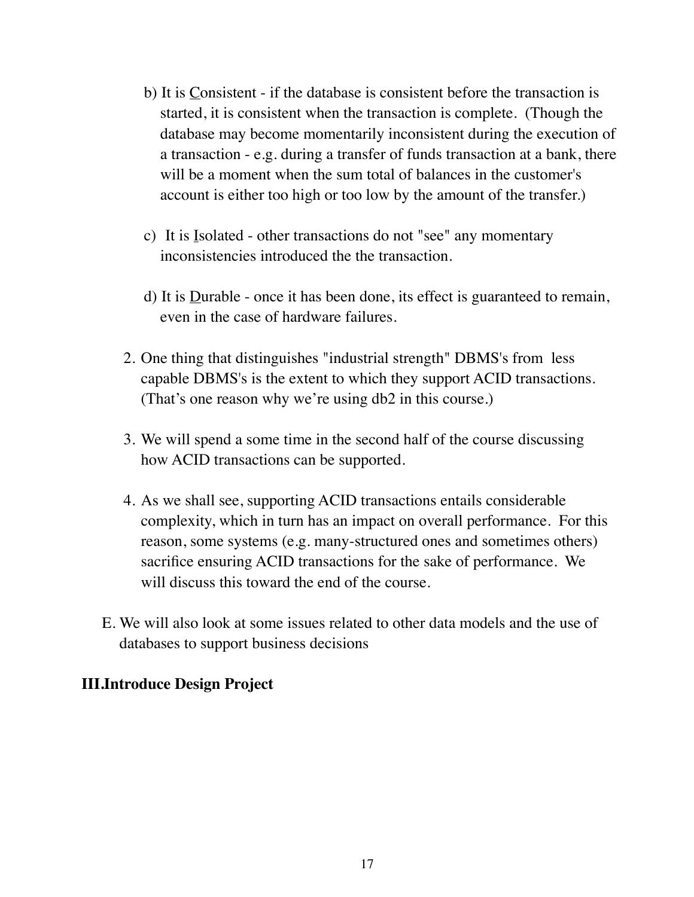b) It is Consistent - if the database is consistent before the transaction is started, it is consistent when the transaction is complete. (Though the database may become momentarily inconsistent during the execution of a transaction - e.g. during a transfer of funds transaction at a bank, there will be a moment when the sum total of balances in the customer's account is either too high or too low by the amount of the transfer.)

c) It is Isolated - other transactions do not "see" any momentary inconsistencies introduced the the transaction.

d) It is Durable - once it has been done, its effect is guaranteed to remain, even in the case of hardware failures.

2. One thing that distinguishes "industrial strength" DBMS's from less capable DBMS's is the extent to which they support ACID transactions. (That's one reason why we're using db2 in this course.)

3. We will spend a some time in the second half of the course discussing how ACID transactions can be supported.

4. As we shall see, supporting ACID transactions entails considerable complexity, which in turn has an impact on overall performance. For this reason, some systems (e.g. many-structured ones and sometimes others) sacrifice ensuring ACID transactions for the sake of performance. We will discuss this toward the end of the course.

E. We will also look at some issues related to other data models and the use of databases to support business decisions

## III. Introduce Design Project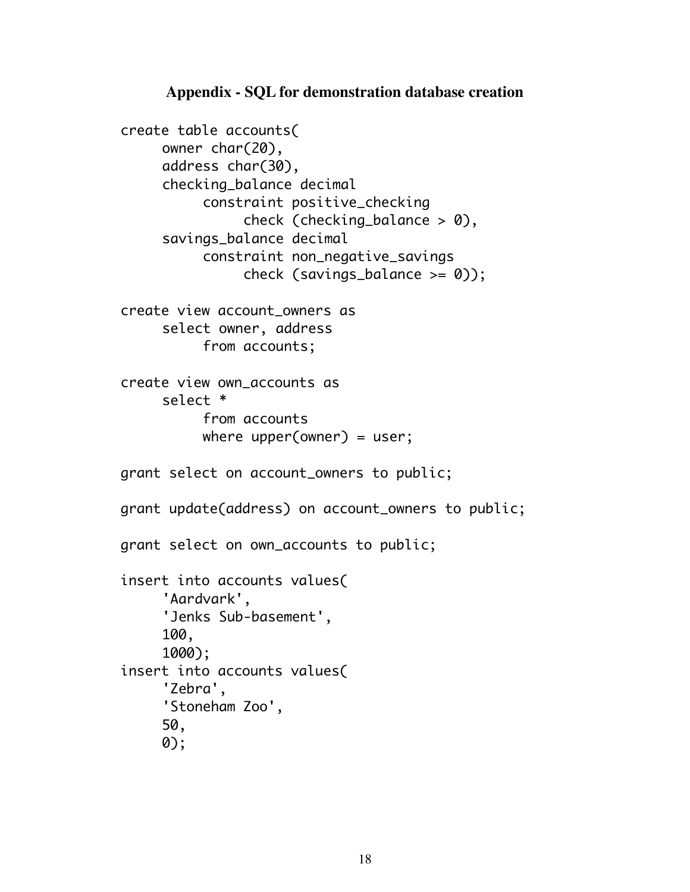# Appendix - SQL for demonstration database creation

```
create table accounts(
     owner char(20),
     address char(30),
     checking_balance decimal
          constraint positive_checking
               check (checking_balance > 0),
     savings_balance decimal
          constraint non_negative_savings
               check (savings_balance >= 0));

create view account_owners as
     select owner, address
          from accounts;

create view own_accounts as
     select *
          from accounts
          where upper(owner) = user;

grant select on account_owners to public;

grant update(address) on account_owners to public;

grant select on own_accounts to public;

insert into accounts values(
      'Aardvark',
      'Jenks Sub-basement',
      100,
      1000);
insert into accounts values(
      'Zebra',
      'Stoneham Zoo',
      50,
      0);
```